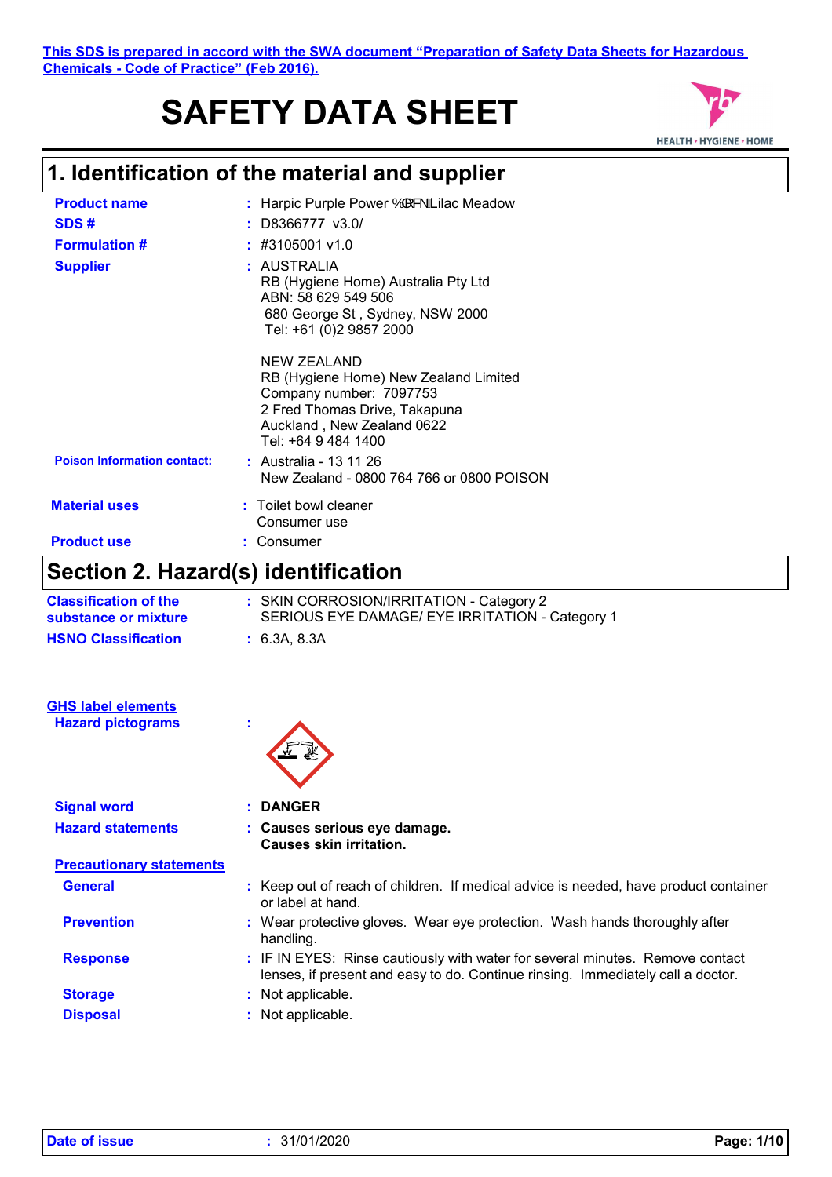This SDS is prepared in accord with the SWA document "Preparation of Safety Data Sheets for Hazardous Chemicals - Code of Practice" (Feb 2016).

# SAFETY DATA SHEET

HEALTH • HYGIENE • HOME

## 1. Identification of the material and supplier

| | |
|---|---|
| **Product name** | : Harpic Purple Power %@FNLilac Meadow |
| **SDS #** | : D8366777 v3.0/ |
| **Formulation #** | : #3105001 v1.0 |
| **Supplier** | : AUSTRALIA<br>RB (Hygiene Home) Australia Pty Ltd<br>ABN: 58 629 549 506<br>680 George St , Sydney, NSW 2000<br>Tel: +61 (0)2 9857 2000<br><br>NEW ZEALAND<br>RB (Hygiene Home) New Zealand Limited<br>Company number: 7097753<br>2 Fred Thomas Drive, Takapuna<br>Auckland , New Zealand 0622<br>Tel: +64 9 484 1400 |
| **Poison Information contact:** | : Australia - 13 11 26<br>New Zealand - 0800 764 766 or 0800 POISON |
| **Material uses** | : Toilet bowl cleaner<br>Consumer use |
| **Product use** | : Consumer |

## Section 2. Hazard(s) identification

| | |
|---|---|
| **Classification of the substance or mixture** | : SKIN CORROSION/IRRITATION - Category 2<br>SERIOUS EYE DAMAGE/ EYE IRRITATION - Category 1 |
| **HSNO Classification** | : 6.3A, 8.3A |

**GHS label elements**

| | |
|---|---|
| **Hazard pictograms** | : |
| **Signal word** | : **DANGER** |
| **Hazard statements** | : **Causes serious eye damage.**<br>**Causes skin irritation.** |

**Precautionary statements**

| | |
|---|---|
| **General** | : Keep out of reach of children. If medical advice is needed, have product container or label at hand. |
| **Prevention** | : Wear protective gloves. Wear eye protection. Wash hands thoroughly after handling. |
| **Response** | : IF IN EYES: Rinse cautiously with water for several minutes. Remove contact lenses, if present and easy to do. Continue rinsing. Immediately call a doctor. |
| **Storage** | : Not applicable. |
| **Disposal** | : Not applicable. |

**Date of issue** : 31/01/2020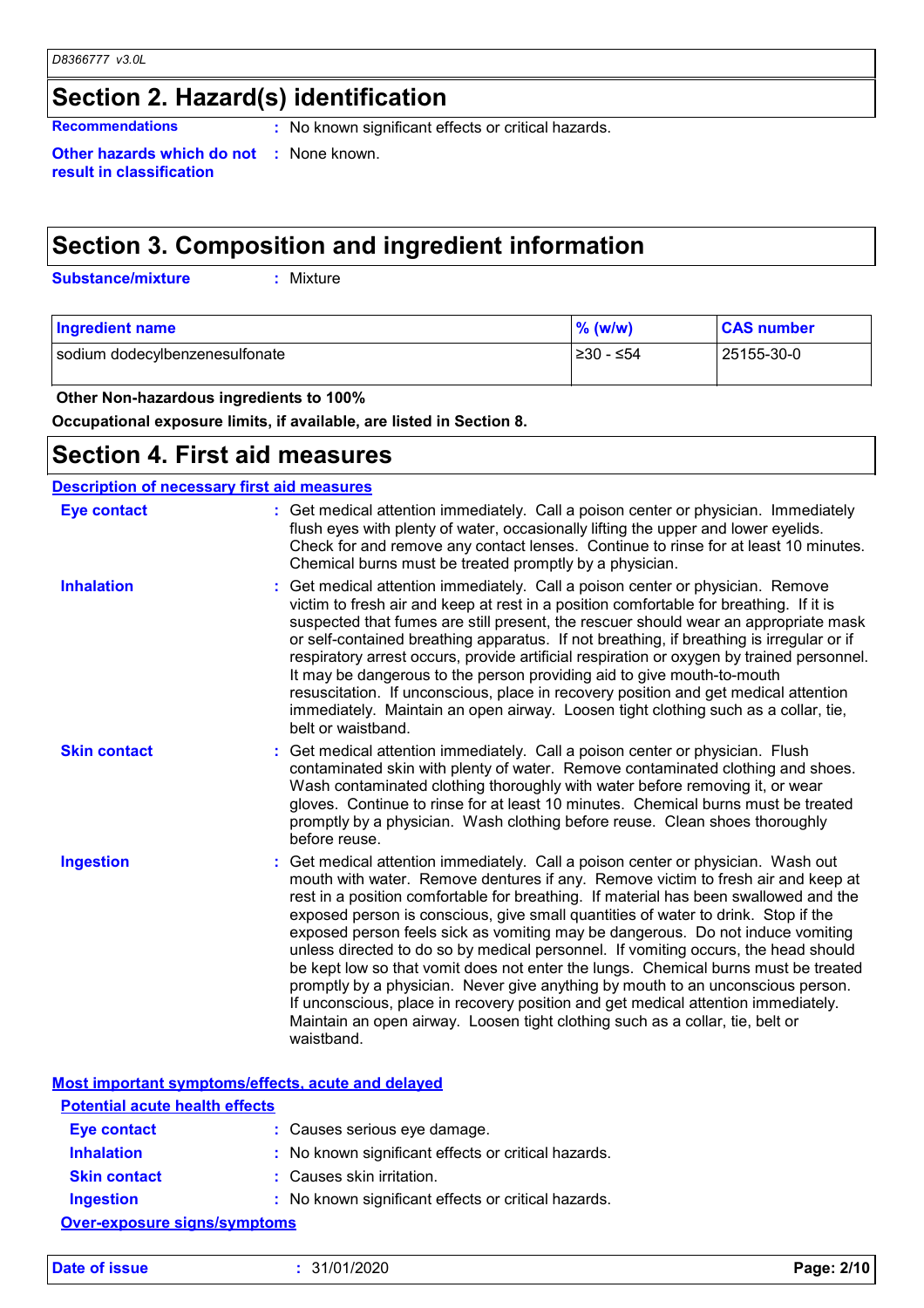## Section 2. Hazard(s) identification

**Recommendations** : No known significant effects or critical hazards.

**Other hazards which do not result in classification** : None known.

## Section 3. Composition and ingredient information

**Substance/mixture** : Mixture

| Ingredient name | % (w/w) | CAS number |
|---|---|---|
| sodium dodecylbenzenesulfonate | ≥30 - ≤54 | 25155-30-0 |

**Other Non-hazardous ingredients to 100%**

**Occupational exposure limits, if available, are listed in Section 8.**

## Section 4. First aid measures

### Description of necessary first aid measures

**Eye contact** : Get medical attention immediately. Call a poison center or physician. Immediately flush eyes with plenty of water, occasionally lifting the upper and lower eyelids. Check for and remove any contact lenses. Continue to rinse for at least 10 minutes. Chemical burns must be treated promptly by a physician.

**Inhalation** : Get medical attention immediately. Call a poison center or physician. Remove victim to fresh air and keep at rest in a position comfortable for breathing. If it is suspected that fumes are still present, the rescuer should wear an appropriate mask or self-contained breathing apparatus. If not breathing, if breathing is irregular or if respiratory arrest occurs, provide artificial respiration or oxygen by trained personnel. It may be dangerous to the person providing aid to give mouth-to-mouth resuscitation. If unconscious, place in recovery position and get medical attention immediately. Maintain an open airway. Loosen tight clothing such as a collar, tie, belt or waistband.

**Skin contact** : Get medical attention immediately. Call a poison center or physician. Flush contaminated skin with plenty of water. Remove contaminated clothing and shoes. Wash contaminated clothing thoroughly with water before removing it, or wear gloves. Continue to rinse for at least 10 minutes. Chemical burns must be treated promptly by a physician. Wash clothing before reuse. Clean shoes thoroughly before reuse.

**Ingestion** : Get medical attention immediately. Call a poison center or physician. Wash out mouth with water. Remove dentures if any. Remove victim to fresh air and keep at rest in a position comfortable for breathing. If material has been swallowed and the exposed person is conscious, give small quantities of water to drink. Stop if the exposed person feels sick as vomiting may be dangerous. Do not induce vomiting unless directed to do so by medical personnel. If vomiting occurs, the head should be kept low so that vomit does not enter the lungs. Chemical burns must be treated promptly by a physician. Never give anything by mouth to an unconscious person. If unconscious, place in recovery position and get medical attention immediately. Maintain an open airway. Loosen tight clothing such as a collar, tie, belt or waistband.

### Most important symptoms/effects, acute and delayed

#### Potential acute health effects

**Eye contact** : Causes serious eye damage.

**Inhalation** : No known significant effects or critical hazards.

**Skin contact** : Causes skin irritation.

**Ingestion** : No known significant effects or critical hazards.

#### Over-exposure signs/symptoms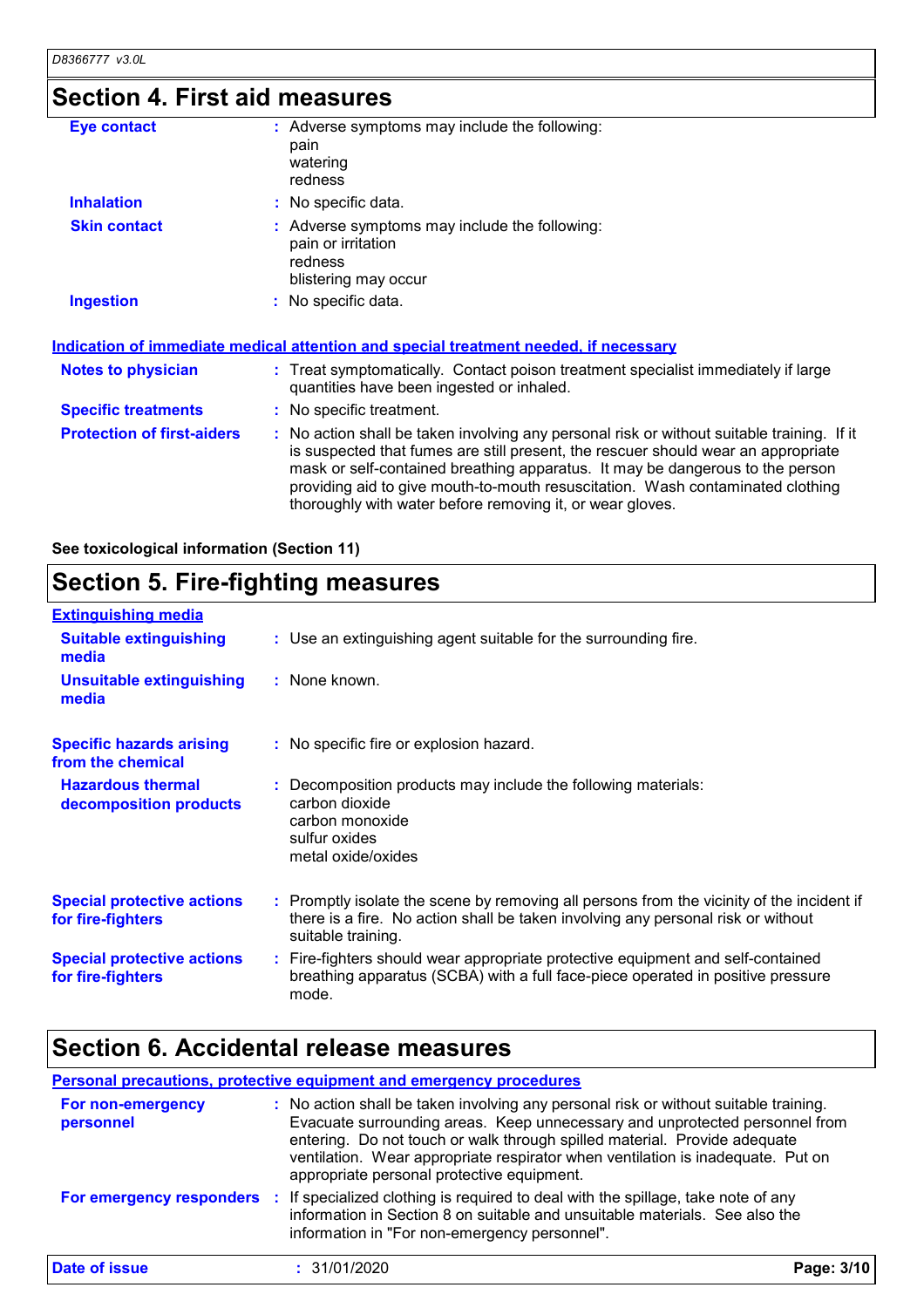## Section 4. First aid measures

| | | |
|---|---|---|
| **Eye contact** | : | Adverse symptoms may include the following:<br>pain<br>watering<br>redness |
| **Inhalation** | : | No specific data. |
| **Skin contact** | : | Adverse symptoms may include the following:<br>pain or irritation<br>redness<br>blistering may occur |
| **Ingestion** | : | No specific data. |

**Indication of immediate medical attention and special treatment needed, if necessary**

| | | |
|---|---|---|
| **Notes to physician** | : | Treat symptomatically. Contact poison treatment specialist immediately if large quantities have been ingested or inhaled. |
| **Specific treatments** | : | No specific treatment. |
| **Protection of first-aiders** | : | No action shall be taken involving any personal risk or without suitable training. If it is suspected that fumes are still present, the rescuer should wear an appropriate mask or self-contained breathing apparatus. It may be dangerous to the person providing aid to give mouth-to-mouth resuscitation. Wash contaminated clothing thoroughly with water before removing it, or wear gloves. |

**See toxicological information (Section 11)**

## Section 5. Fire-fighting measures

**Extinguishing media**

| | | |
|---|---|---|
| **Suitable extinguishing media** | : | Use an extinguishing agent suitable for the surrounding fire. |
| **Unsuitable extinguishing media** | : | None known. |
| **Specific hazards arising from the chemical** | : | No specific fire or explosion hazard. |
| **Hazardous thermal decomposition products** | : | Decomposition products may include the following materials:<br>carbon dioxide<br>carbon monoxide<br>sulfur oxides<br>metal oxide/oxides |
| **Special protective actions for fire-fighters** | : | Promptly isolate the scene by removing all persons from the vicinity of the incident if there is a fire. No action shall be taken involving any personal risk or without suitable training. |
| **Special protective actions for fire-fighters** | : | Fire-fighters should wear appropriate protective equipment and self-contained breathing apparatus (SCBA) with a full face-piece operated in positive pressure mode. |

## Section 6. Accidental release measures

**Personal precautions, protective equipment and emergency procedures**

| | | |
|---|---|---|
| **For non-emergency personnel** | : | No action shall be taken involving any personal risk or without suitable training. Evacuate surrounding areas. Keep unnecessary and unprotected personnel from entering. Do not touch or walk through spilled material. Provide adequate ventilation. Wear appropriate respirator when ventilation is inadequate. Put on appropriate personal protective equipment. |
| **For emergency responders** | : | If specialized clothing is required to deal with the spillage, take note of any information in Section 8 on suitable and unsuitable materials. See also the information in "For non-emergency personnel". |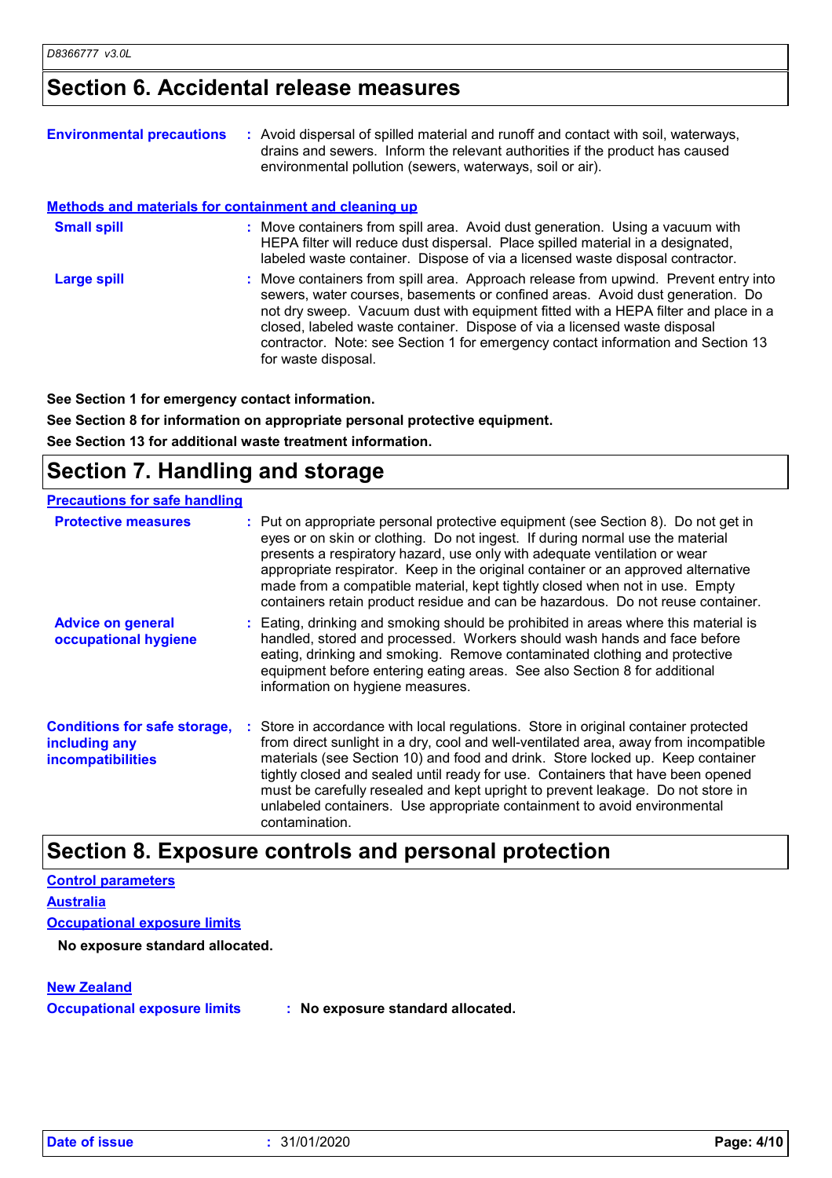## Section 6. Accidental release measures

**Environmental precautions** : Avoid dispersal of spilled material and runoff and contact with soil, waterways, drains and sewers. Inform the relevant authorities if the product has caused environmental pollution (sewers, waterways, soil or air).

### Methods and materials for containment and cleaning up

**Small spill** : Move containers from spill area. Avoid dust generation. Using a vacuum with HEPA filter will reduce dust dispersal. Place spilled material in a designated, labeled waste container. Dispose of via a licensed waste disposal contractor.

**Large spill** : Move containers from spill area. Approach release from upwind. Prevent entry into sewers, water courses, basements or confined areas. Avoid dust generation. Do not dry sweep. Vacuum dust with equipment fitted with a HEPA filter and place in a closed, labeled waste container. Dispose of via a licensed waste disposal contractor. Note: see Section 1 for emergency contact information and Section 13 for waste disposal.

**See Section 1 for emergency contact information.**

**See Section 8 for information on appropriate personal protective equipment.**

**See Section 13 for additional waste treatment information.**

## Section 7. Handling and storage

### Precautions for safe handling

**Protective measures** : Put on appropriate personal protective equipment (see Section 8). Do not get in eyes or on skin or clothing. Do not ingest. If during normal use the material presents a respiratory hazard, use only with adequate ventilation or wear appropriate respirator. Keep in the original container or an approved alternative made from a compatible material, kept tightly closed when not in use. Empty containers retain product residue and can be hazardous. Do not reuse container.

**Advice on general occupational hygiene** : Eating, drinking and smoking should be prohibited in areas where this material is handled, stored and processed. Workers should wash hands and face before eating, drinking and smoking. Remove contaminated clothing and protective equipment before entering eating areas. See also Section 8 for additional information on hygiene measures.

**Conditions for safe storage, including any incompatibilities** : Store in accordance with local regulations. Store in original container protected from direct sunlight in a dry, cool and well-ventilated area, away from incompatible materials (see Section 10) and food and drink. Store locked up. Keep container tightly closed and sealed until ready for use. Containers that have been opened must be carefully resealed and kept upright to prevent leakage. Do not store in unlabeled containers. Use appropriate containment to avoid environmental contamination.

## Section 8. Exposure controls and personal protection

### Control parameters

#### Australia

#### Occupational exposure limits

**No exposure standard allocated.**

#### New Zealand

**Occupational exposure limits** : **No exposure standard allocated.**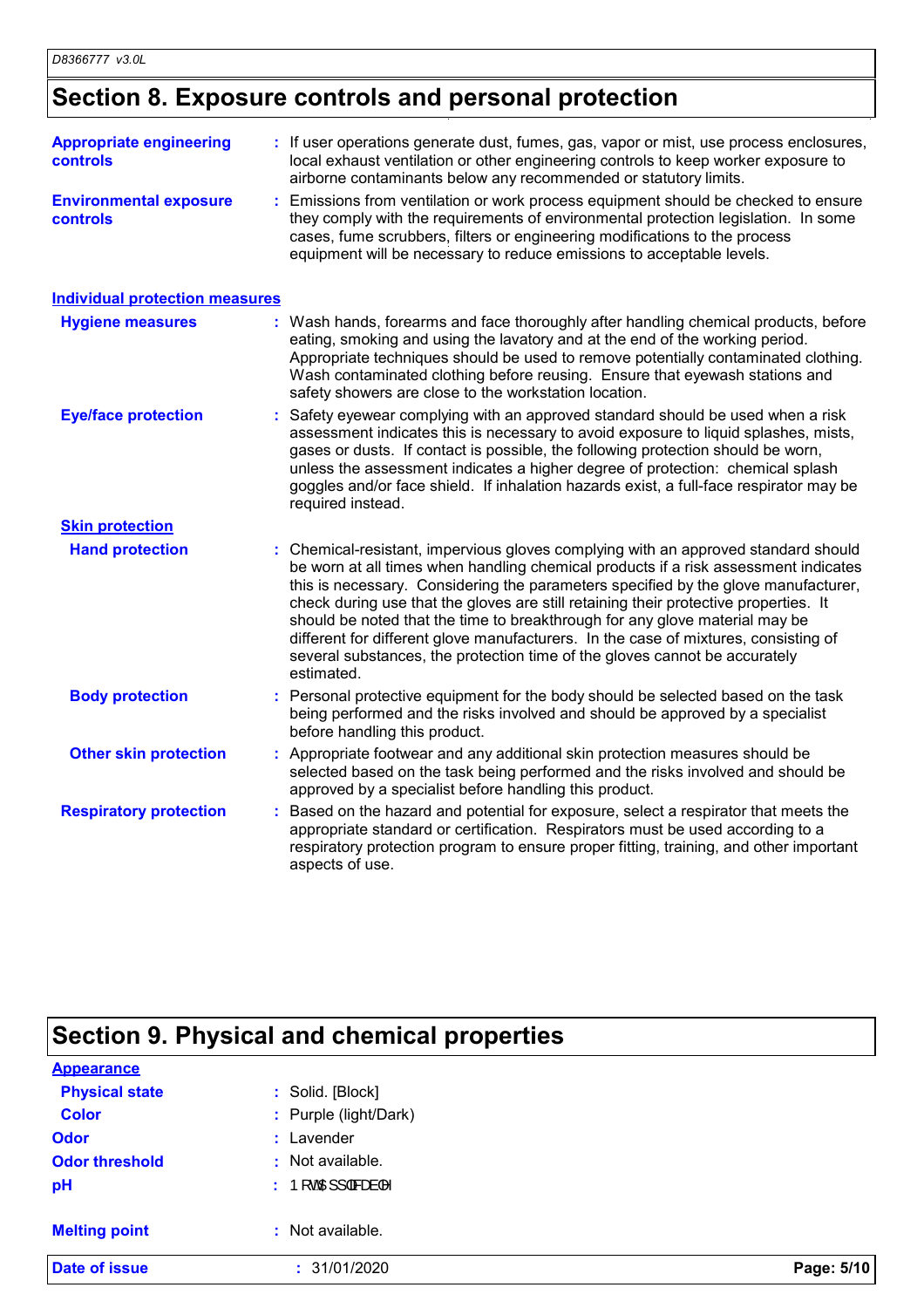## Section 8. Exposure controls and personal protection

**Appropriate engineering controls** : If user operations generate dust, fumes, gas, vapor or mist, use process enclosures, local exhaust ventilation or other engineering controls to keep worker exposure to airborne contaminants below any recommended or statutory limits.

**Environmental exposure controls** : Emissions from ventilation or work process equipment should be checked to ensure they comply with the requirements of environmental protection legislation. In some cases, fume scrubbers, filters or engineering modifications to the process equipment will be necessary to reduce emissions to acceptable levels.

### Individual protection measures

**Hygiene measures** : Wash hands, forearms and face thoroughly after handling chemical products, before eating, smoking and using the lavatory and at the end of the working period. Appropriate techniques should be used to remove potentially contaminated clothing. Wash contaminated clothing before reusing. Ensure that eyewash stations and safety showers are close to the workstation location.

**Eye/face protection** : Safety eyewear complying with an approved standard should be used when a risk assessment indicates this is necessary to avoid exposure to liquid splashes, mists, gases or dusts. If contact is possible, the following protection should be worn, unless the assessment indicates a higher degree of protection: chemical splash goggles and/or face shield. If inhalation hazards exist, a full-face respirator may be required instead.

#### Skin protection

**Hand protection** : Chemical-resistant, impervious gloves complying with an approved standard should be worn at all times when handling chemical products if a risk assessment indicates this is necessary. Considering the parameters specified by the glove manufacturer, check during use that the gloves are still retaining their protective properties. It should be noted that the time to breakthrough for any glove material may be different for different glove manufacturers. In the case of mixtures, consisting of several substances, the protection time of the gloves cannot be accurately estimated.

**Body protection** : Personal protective equipment for the body should be selected based on the task being performed and the risks involved and should be approved by a specialist before handling this product.

**Other skin protection** : Appropriate footwear and any additional skin protection measures should be selected based on the task being performed and the risks involved and should be approved by a specialist before handling this product.

**Respiratory protection** : Based on the hazard and potential for exposure, select a respirator that meets the appropriate standard or certification. Respirators must be used according to a respiratory protection program to ensure proper fitting, training, and other important aspects of use.

## Section 9. Physical and chemical properties

### Appearance

**Physical state** : Solid. [Block]

**Color** : Purple (light/Dark)

**Odor** : Lavender

**Odor threshold** : Not available.

**pH** : 1RW$SSOLFDEOH

**Melting point** : Not available.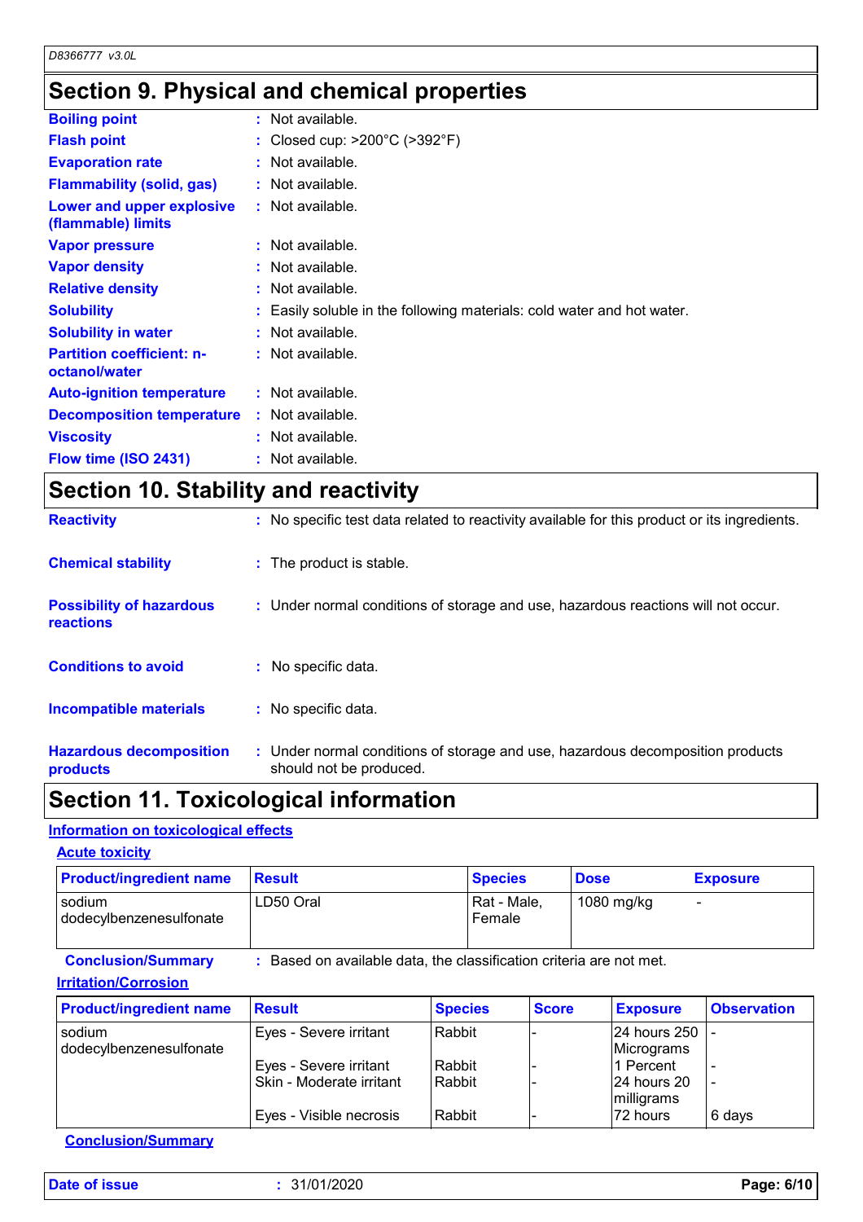## Section 9. Physical and chemical properties

| | |
|---|---|
| **Boiling point** | : Not available. |
| **Flash point** | : Closed cup: >200°C (>392°F) |
| **Evaporation rate** | : Not available. |
| **Flammability (solid, gas)** | : Not available. |
| **Lower and upper explosive (flammable) limits** | : Not available. |
| **Vapor pressure** | : Not available. |
| **Vapor density** | : Not available. |
| **Relative density** | : Not available. |
| **Solubility** | : Easily soluble in the following materials: cold water and hot water. |
| **Solubility in water** | : Not available. |
| **Partition coefficient: n-octanol/water** | : Not available. |
| **Auto-ignition temperature** | : Not available. |
| **Decomposition temperature** | : Not available. |
| **Viscosity** | : Not available. |
| **Flow time (ISO 2431)** | : Not available. |

## Section 10. Stability and reactivity

| | |
|---|---|
| **Reactivity** | : No specific test data related to reactivity available for this product or its ingredients. |
| **Chemical stability** | : The product is stable. |
| **Possibility of hazardous reactions** | : Under normal conditions of storage and use, hazardous reactions will not occur. |
| **Conditions to avoid** | : No specific data. |
| **Incompatible materials** | : No specific data. |
| **Hazardous decomposition products** | : Under normal conditions of storage and use, hazardous decomposition products should not be produced. |

## Section 11. Toxicological information

### Information on toxicological effects

#### Acute toxicity

| Product/ingredient name | Result | Species | Dose | Exposure |
|---|---|---|---|---|
| sodium dodecylbenzenesulfonate | LD50 Oral | Rat - Male, Female | 1080 mg/kg | - |

**Conclusion/Summary** : Based on available data, the classification criteria are not met.

#### Irritation/Corrosion

| Product/ingredient name | Result | Species | Score | Exposure | Observation |
|---|---|---|---|---|---|
| sodium dodecylbenzenesulfonate | Eyes - Severe irritant | Rabbit | - | 24 hours 250 Micrograms | - |
| | Eyes - Severe irritant | Rabbit | - | 1 Percent | - |
| | Skin - Moderate irritant | Rabbit | - | 24 hours 20 milligrams | - |
| | Eyes - Visible necrosis | Rabbit | - | 72 hours | 6 days |

**Conclusion/Summary**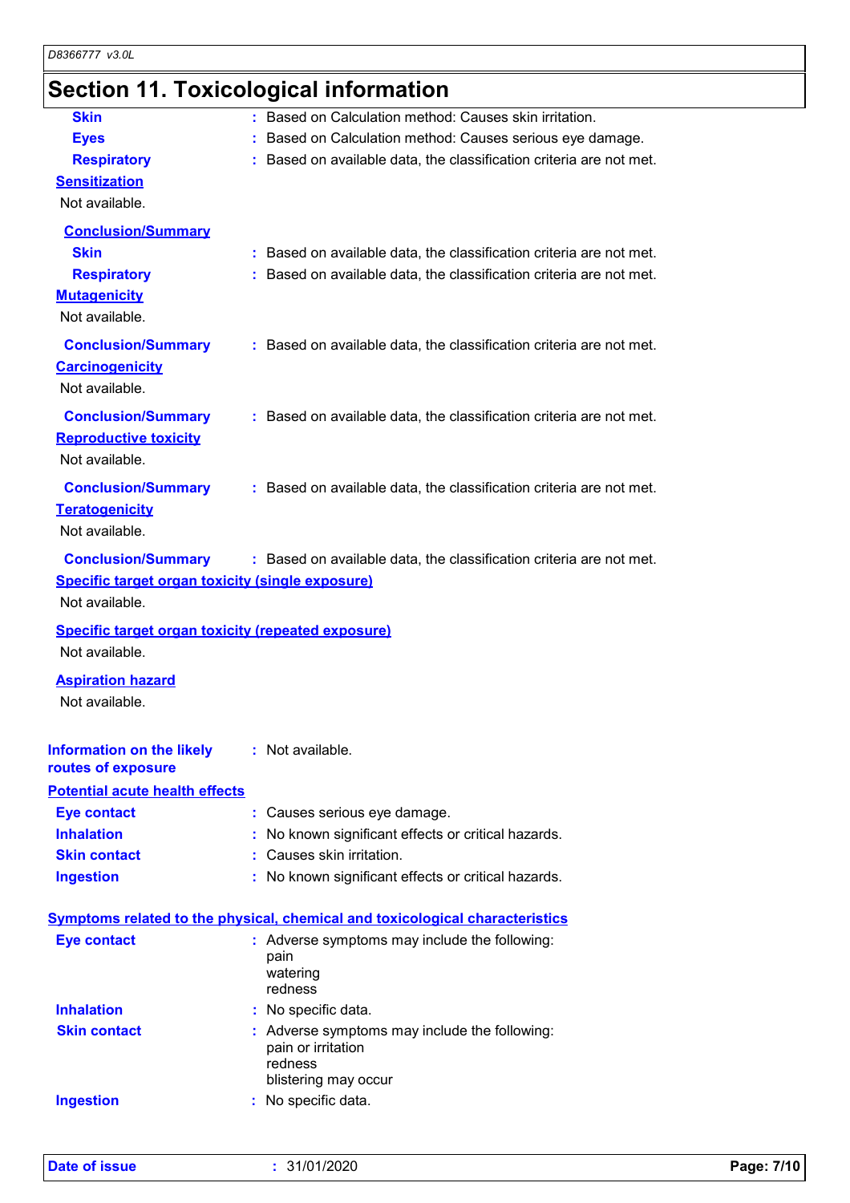# Section 11. Toxicological information

**Skin** : Based on Calculation method: Causes skin irritation.

**Eyes** : Based on Calculation method: Causes serious eye damage.

**Respiratory** : Based on available data, the classification criteria are not met.

### Sensitization

Not available.

**Conclusion/Summary**

**Skin** : Based on available data, the classification criteria are not met.

**Respiratory** : Based on available data, the classification criteria are not met.

### Mutagenicity

Not available.

**Conclusion/Summary** : Based on available data, the classification criteria are not met.

### Carcinogenicity

Not available.

**Conclusion/Summary** : Based on available data, the classification criteria are not met.

### Reproductive toxicity

Not available.

**Conclusion/Summary** : Based on available data, the classification criteria are not met.

### Teratogenicity

Not available.

**Conclusion/Summary** : Based on available data, the classification criteria are not met.

### Specific target organ toxicity (single exposure)

Not available.

### Specific target organ toxicity (repeated exposure)

Not available.

### Aspiration hazard

Not available.

**Information on the likely routes of exposure** : Not available.

### Potential acute health effects

**Eye contact** : Causes serious eye damage.

**Inhalation** : No known significant effects or critical hazards.

**Skin contact** : Causes skin irritation.

**Ingestion** : No known significant effects or critical hazards.

### Symptoms related to the physical, chemical and toxicological characteristics

**Eye contact** : Adverse symptoms may include the following:
pain
watering
redness

**Inhalation** : No specific data.

**Skin contact** : Adverse symptoms may include the following:
pain or irritation
redness
blistering may occur

**Ingestion** : No specific data.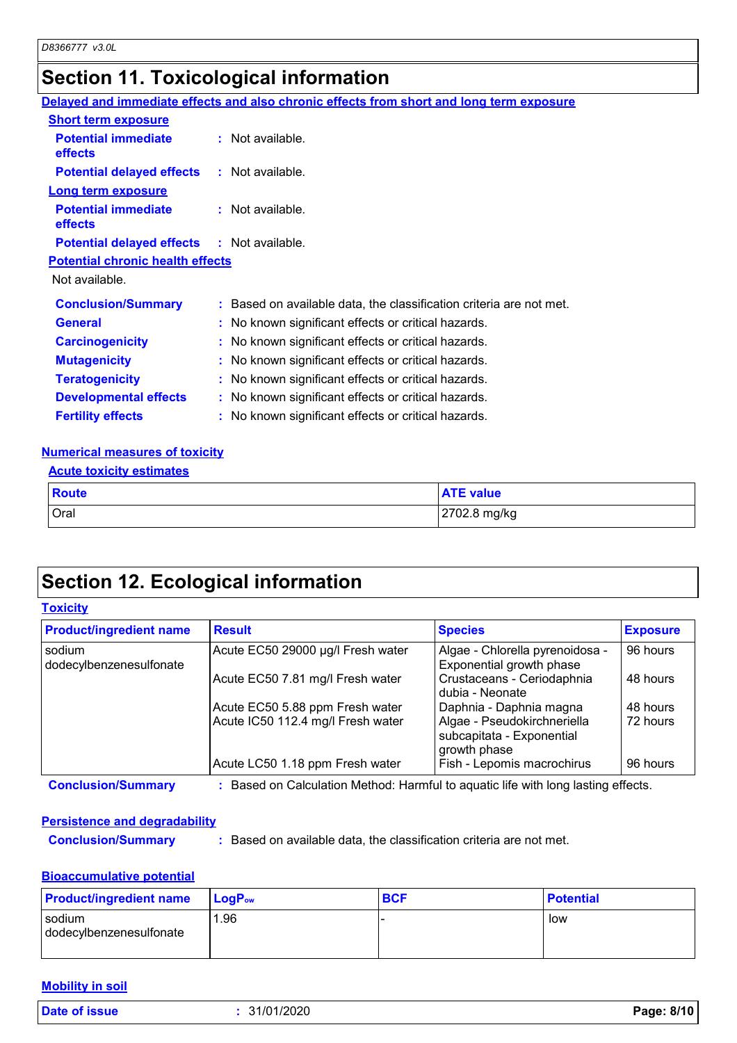# Section 11. Toxicological information

**Delayed and immediate effects and also chronic effects from short and long term exposure**

**Short term exposure**

**Potential immediate effects** : Not available.

**Potential delayed effects** : Not available.

**Long term exposure**

**Potential immediate effects** : Not available.

**Potential delayed effects** : Not available.

**Potential chronic health effects**

Not available.

**Conclusion/Summary** : Based on available data, the classification criteria are not met.

**General** : No known significant effects or critical hazards.

**Carcinogenicity** : No known significant effects or critical hazards.

**Mutagenicity** : No known significant effects or critical hazards.

**Teratogenicity** : No known significant effects or critical hazards.

**Developmental effects** : No known significant effects or critical hazards.

**Fertility effects** : No known significant effects or critical hazards.

**Numerical measures of toxicity**

**Acute toxicity estimates**

| Route | ATE value |
|---|---|
| Oral | 2702.8 mg/kg |

# Section 12. Ecological information

**Toxicity**

| Product/ingredient name | Result | Species | Exposure |
|---|---|---|---|
| sodium dodecylbenzenesulfonate | Acute EC50 29000 µg/l Fresh water | Algae - Chlorella pyrenoidosa - Exponential growth phase | 96 hours |
| | Acute EC50 7.81 mg/l Fresh water | Crustaceans - Ceriodaphnia dubia - Neonate | 48 hours |
| | Acute EC50 5.88 ppm Fresh water | Daphnia - Daphnia magna | 48 hours |
| | Acute IC50 112.4 mg/l Fresh water | Algae - Pseudokirchneriella subcapitata - Exponential growth phase | 72 hours |
| | Acute LC50 1.18 ppm Fresh water | Fish - Lepomis macrochirus | 96 hours |

**Conclusion/Summary** : Based on Calculation Method: Harmful to aquatic life with long lasting effects.

**Persistence and degradability**

**Conclusion/Summary** : Based on available data, the classification criteria are not met.

**Bioaccumulative potential**

| Product/ingredient name | $LogP_{ow}$ | BCF | Potential |
|---|---|---|---|
| sodium dodecylbenzenesulfonate | 1.96 | - | low |

**Mobility in soil**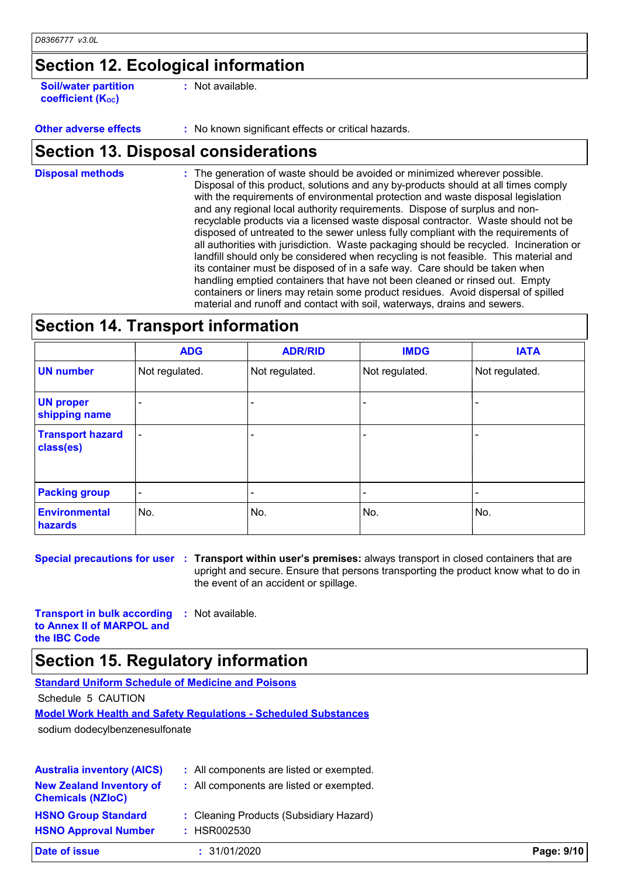## Section 12. Ecological information

**Soil/water partition coefficient ($K_{OC}$)** : Not available.

**Other adverse effects** : No known significant effects or critical hazards.

## Section 13. Disposal considerations

**Disposal methods** : The generation of waste should be avoided or minimized wherever possible. Disposal of this product, solutions and any by-products should at all times comply with the requirements of environmental protection and waste disposal legislation and any regional local authority requirements. Dispose of surplus and non-recyclable products via a licensed waste disposal contractor. Waste should not be disposed of untreated to the sewer unless fully compliant with the requirements of all authorities with jurisdiction. Waste packaging should be recycled. Incineration or landfill should only be considered when recycling is not feasible. This material and its container must be disposed of in a safe way. Care should be taken when handling emptied containers that have not been cleaned or rinsed out. Empty containers or liners may retain some product residues. Avoid dispersal of spilled material and runoff and contact with soil, waterways, drains and sewers.

## Section 14. Transport information

| | ADG | ADR/RID | IMDG | IATA |
|---|---|---|---|---|
| **UN number** | Not regulated. | Not regulated. | Not regulated. | Not regulated. |
| **UN proper shipping name** | - | - | - | - |
| **Transport hazard class(es)** | - | - | - | - |
| **Packing group** | - | - | - | - |
| **Environmental hazards** | No. | No. | No. | No. |

**Special precautions for user** : **Transport within user's premises:** always transport in closed containers that are upright and secure. Ensure that persons transporting the product know what to do in the event of an accident or spillage.

**Transport in bulk according to Annex II of MARPOL and the IBC Code** : Not available.

## Section 15. Regulatory information

**Standard Uniform Schedule of Medicine and Poisons**

Schedule 5 CAUTION

**Model Work Health and Safety Regulations - Scheduled Substances**

sodium dodecylbenzenesulfonate

**Australia inventory (AICS)** : All components are listed or exempted.

**New Zealand Inventory of Chemicals (NZIoC)** : All components are listed or exempted.

**HSNO Group Standard** : Cleaning Products (Subsidiary Hazard)

**HSNO Approval Number** : HSR002530

**Date of issue** : 31/01/2020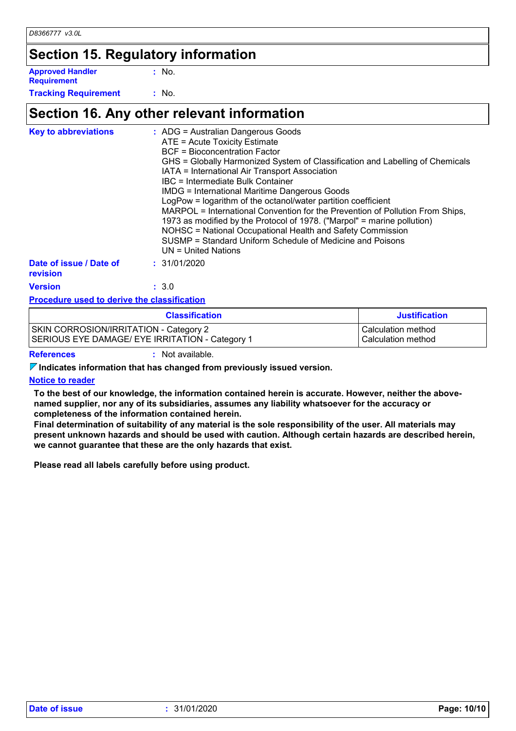## Section 15. Regulatory information

**Approved Handler Requirement** : No.

**Tracking Requirement** : No.

## Section 16. Any other relevant information

**Key to abbreviations** :
ADG = Australian Dangerous Goods
ATE = Acute Toxicity Estimate
BCF = Bioconcentration Factor
GHS = Globally Harmonized System of Classification and Labelling of Chemicals
IATA = International Air Transport Association
IBC = Intermediate Bulk Container
IMDG = International Maritime Dangerous Goods
LogPow = logarithm of the octanol/water partition coefficient
MARPOL = International Convention for the Prevention of Pollution From Ships, 1973 as modified by the Protocol of 1978. ("Marpol" = marine pollution)
NOHSC = National Occupational Health and Safety Commission
SUSMP = Standard Uniform Schedule of Medicine and Poisons
UN = United Nations

**Date of issue / Date of revision** : 31/01/2020

**Version** : 3.0

**Procedure used to derive the classification**

| Classification | Justification |
|---|---|
| SKIN CORROSION/IRRITATION - Category 2 | Calculation method |
| SERIOUS EYE DAMAGE/ EYE IRRITATION - Category 1 | Calculation method |

**References** : Not available.

**Indicates information that has changed from previously issued version.**

**Notice to reader**

**To the best of our knowledge, the information contained herein is accurate. However, neither the above-named supplier, nor any of its subsidiaries, assumes any liability whatsoever for the accuracy or completeness of the information contained herein.**
**Final determination of suitability of any material is the sole responsibility of the user. All materials may present unknown hazards and should be used with caution. Although certain hazards are described herein, we cannot guarantee that these are the only hazards that exist.**

**Please read all labels carefully before using product.**